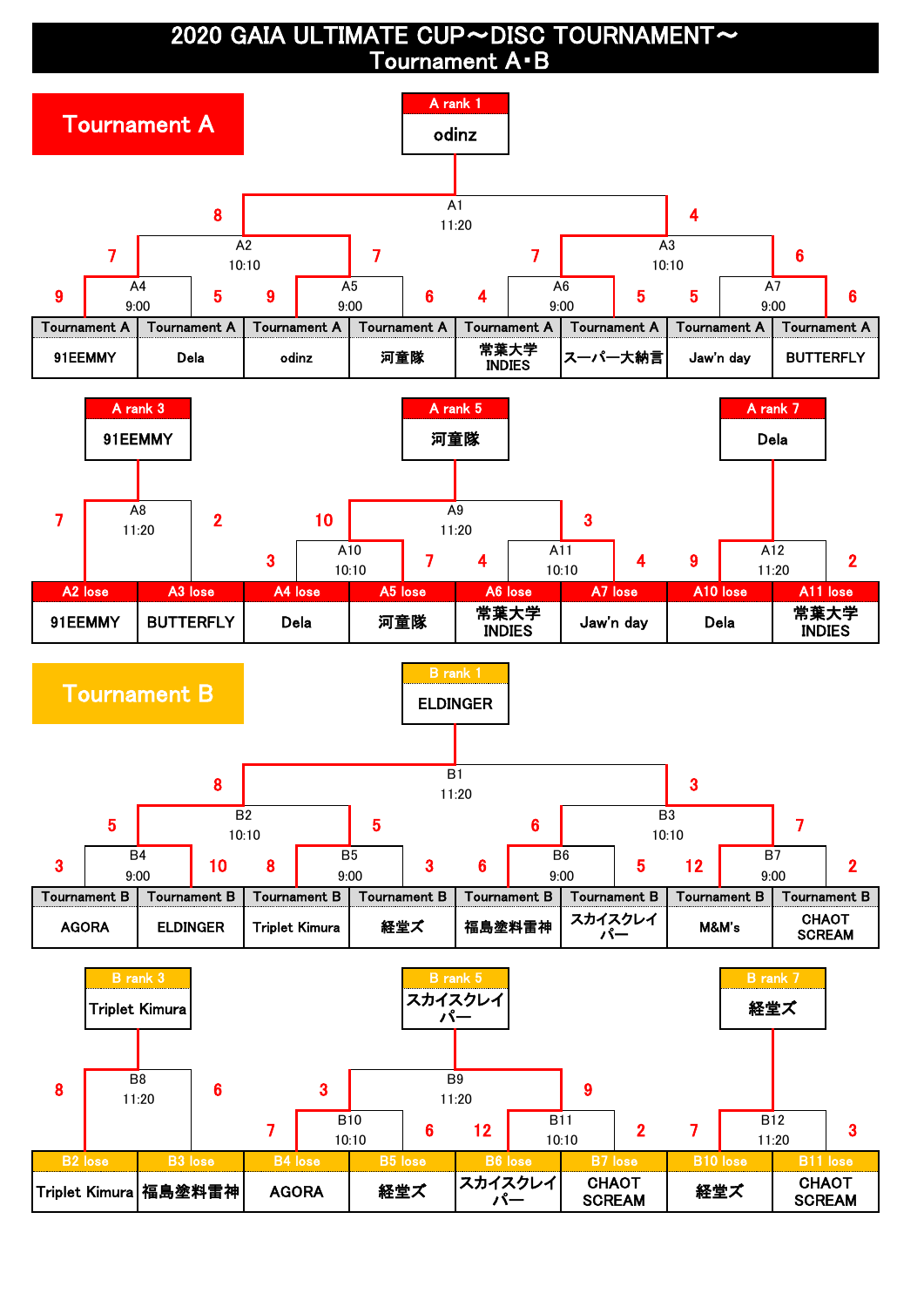# 2020 GAIA ULTIMATE CUP～DISC TOURNAMENT～
## Tournament A･B

## Tournament A

**A rank 1: odinz**

| Match | Time | Team 1 | Score | Score | Team 2 |
|---|---|---|---|---|---|
| A4 | 9:00 | 91EEMMY | 9 | 5 | Dela |
| A5 | 9:00 | odinz | 9 | 6 | 河童隊 |
| A6 | 9:00 | 常葉大学 INDIES | 4 | 5 | スーパー大納言 |
| A7 | 9:00 | Jaw'n day | 5 | 6 | BUTTERFLY |
| A2 | 10:10 | A4 win | 7 | 7 | A5 win |
| A3 | 10:10 | A6 win | 7 | 6 | A7 win |
| A1 | 11:20 | A2 win | 8 | 4 | A3 win |

**A rank 3: 91EEMMY**

| Match | Time | Team 1 | Score | Score | Team 2 |
|---|---|---|---|---|---|
| A8 | 11:20 | A2 lose: 91EEMMY | 7 | 2 | A3 lose: BUTTERFLY |

**A rank 5: 河童隊**

| Match | Time | Team 1 | Score | Score | Team 2 |
|---|---|---|---|---|---|
| A10 | 10:10 | A4 lose: Dela | 3 | 7 | A5 lose: 河童隊 |
| A11 | 10:10 | A6 lose: 常葉大学 INDIES | 4 | 4 | A7 lose: Jaw'n day |
| A9 | 11:20 | A10 win | 10 | 3 | A11 win |

**A rank 7: Dela**

| Match | Time | Team 1 | Score | Score | Team 2 |
|---|---|---|---|---|---|
| A12 | 11:20 | A10 lose: Dela | 9 | 2 | A11 lose: 常葉大学 INDIES |

## Tournament B

**B rank 1: ELDINGER**

| Match | Time | Team 1 | Score | Score | Team 2 |
|---|---|---|---|---|---|
| B4 | 9:00 | AGORA | 3 | 10 | ELDINGER |
| B5 | 9:00 | Triplet Kimura | 8 | 3 | 経堂ズ |
| B6 | 9:00 | 福島塗料雷神 | 6 | 5 | スカイスクレイパー |
| B7 | 9:00 | M&M's | 12 | 2 | CHAOT SCREAM |
| B2 | 10:10 | B4 win | 5 | 5 | B5 win |
| B3 | 10:10 | B6 win | 6 | 7 | B7 win |
| B1 | 11:20 | B2 win | 8 | 3 | B3 win |

**B rank 3: Triplet Kimura**

| Match | Time | Team 1 | Score | Score | Team 2 |
|---|---|---|---|---|---|
| B8 | 11:20 | B2 lose: Triplet Kimura | 8 | 6 | B3 lose: 福島塗料雷神 |

**B rank 5: スカイスクレイパー**

| Match | Time | Team 1 | Score | Score | Team 2 |
|---|---|---|---|---|---|
| B10 | 10:10 | B4 lose: AGORA | 7 | 6 | B5 lose: 経堂ズ |
| B11 | 10:10 | B6 lose: スカイスクレイパー | 12 | 2 | B7 lose: CHAOT SCREAM |
| B9 | 11:20 | B10 win | 3 | 9 | B11 win |

**B rank 7: 経堂ズ**

| Match | Time | Team 1 | Score | Score | Team 2 |
|---|---|---|---|---|---|
| B12 | 11:20 | B10 lose: 経堂ズ | 7 | 3 | B11 lose: CHAOT SCREAM |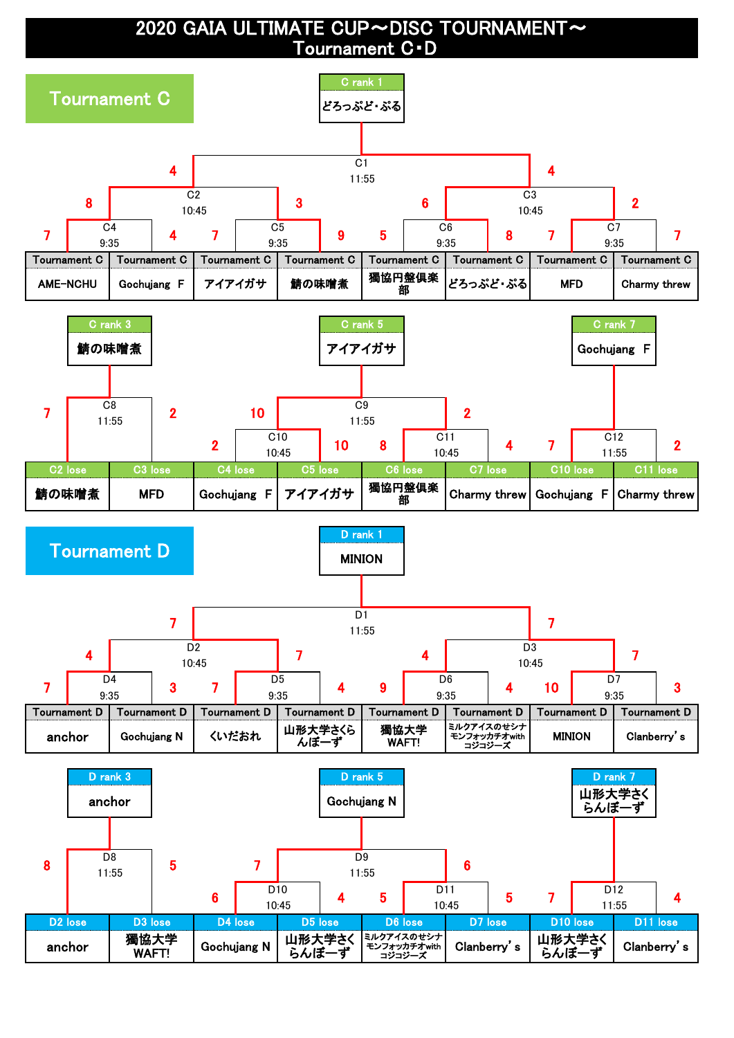# 2020 GAIA ULTIMATE CUP～DISC TOURNAMENT～
## Tournament C･D

## Tournament C

**C rank 1**: どろっぷど･ぷる

| Match | Time | Team 1 | Score | Score | Team 2 |
|---|---|---|---|---|---|
| C4 | 9:35 | AME-NCHU | 7 | 4 | Gochujang F |
| C5 | 9:35 | アイアイガサ | 7 | 9 | 鯖の味噌煮 |
| C6 | 9:35 | 獨協円盤倶楽部 | 5 | 8 | どろっぷど･ぷる |
| C7 | 9:35 | MFD | 7 | 7 | Charmy threw |
| C2 | 10:45 | C4 winner | 8 | 3 | C5 winner |
| C3 | 10:45 | C6 winner | 6 | 2 | C7 winner |
| C1 | 11:55 | C2 winner | 4 | 4 | C3 winner |

**C rank 3**: 鯖の味噌煮

| Match | Time | Team 1 | Score | Score | Team 2 |
|---|---|---|---|---|---|
| C8 | 11:55 | C2 lose: 鯖の味噌煮 | 7 | 2 | C3 lose: MFD |

**C rank 5**: アイアイガサ

| Match | Time | Team 1 | Score | Score | Team 2 |
|---|---|---|---|---|---|
| C10 | 10:45 | C4 lose: Gochujang F | 2 | 10 | C5 lose: アイアイガサ |
| C11 | 10:45 | C6 lose: 獨協円盤倶楽部 | 8 | 4 | C7 lose: Charmy threw |
| C9 | 11:55 | C10 winner | 10 | 2 | C11 winner |

**C rank 7**: Gochujang F

| Match | Time | Team 1 | Score | Score | Team 2 |
|---|---|---|---|---|---|
| C12 | 11:55 | C10 lose: Gochujang F | 7 | 2 | C11 lose: Charmy threw |

## Tournament D

**D rank 1**: MINION

| Match | Time | Team 1 | Score | Score | Team 2 |
|---|---|---|---|---|---|
| D4 | 9:35 | anchor | 7 | 3 | Gochujang N |
| D5 | 9:35 | くいだおれ | 7 | 4 | 山形大学さくらんぼーず |
| D6 | 9:35 | 獨協大学WAFT! | 9 | 4 | ミルクアイスのせシナモンフォッカチオwithコジコジーズ |
| D7 | 9:35 | MINION | 10 | 3 | Clanberry's |
| D2 | 10:45 | D4 winner | 4 | 7 | D5 winner |
| D3 | 10:45 | D6 winner | 4 | 7 | D7 winner |
| D1 | 11:55 | D2 winner | 7 | 7 | D3 winner |

**D rank 3**: anchor

| Match | Time | Team 1 | Score | Score | Team 2 |
|---|---|---|---|---|---|
| D8 | 11:55 | D2 lose: anchor | 8 | 5 | D3 lose: 獨協大学WAFT! |

**D rank 5**: Gochujang N

| Match | Time | Team 1 | Score | Score | Team 2 |
|---|---|---|---|---|---|
| D10 | 10:45 | D4 lose: Gochujang N | 6 | 4 | D5 lose: 山形大学さくらんぼーず |
| D11 | 10:45 | D6 lose: ミルクアイスのせシナモンフォッカチオwithコジコジーズ | 5 | 5 | D7 lose: Clanberry's |
| D9 | 11:55 | D10 winner | 7 | 6 | D11 winner |

**D rank 7**: 山形大学さくらんぼーず

| Match | Time | Team 1 | Score | Score | Team 2 |
|---|---|---|---|---|---|
| D12 | 11:55 | D10 lose: 山形大学さくらんぼーず | 7 | 4 | D11 lose: Clanberry's |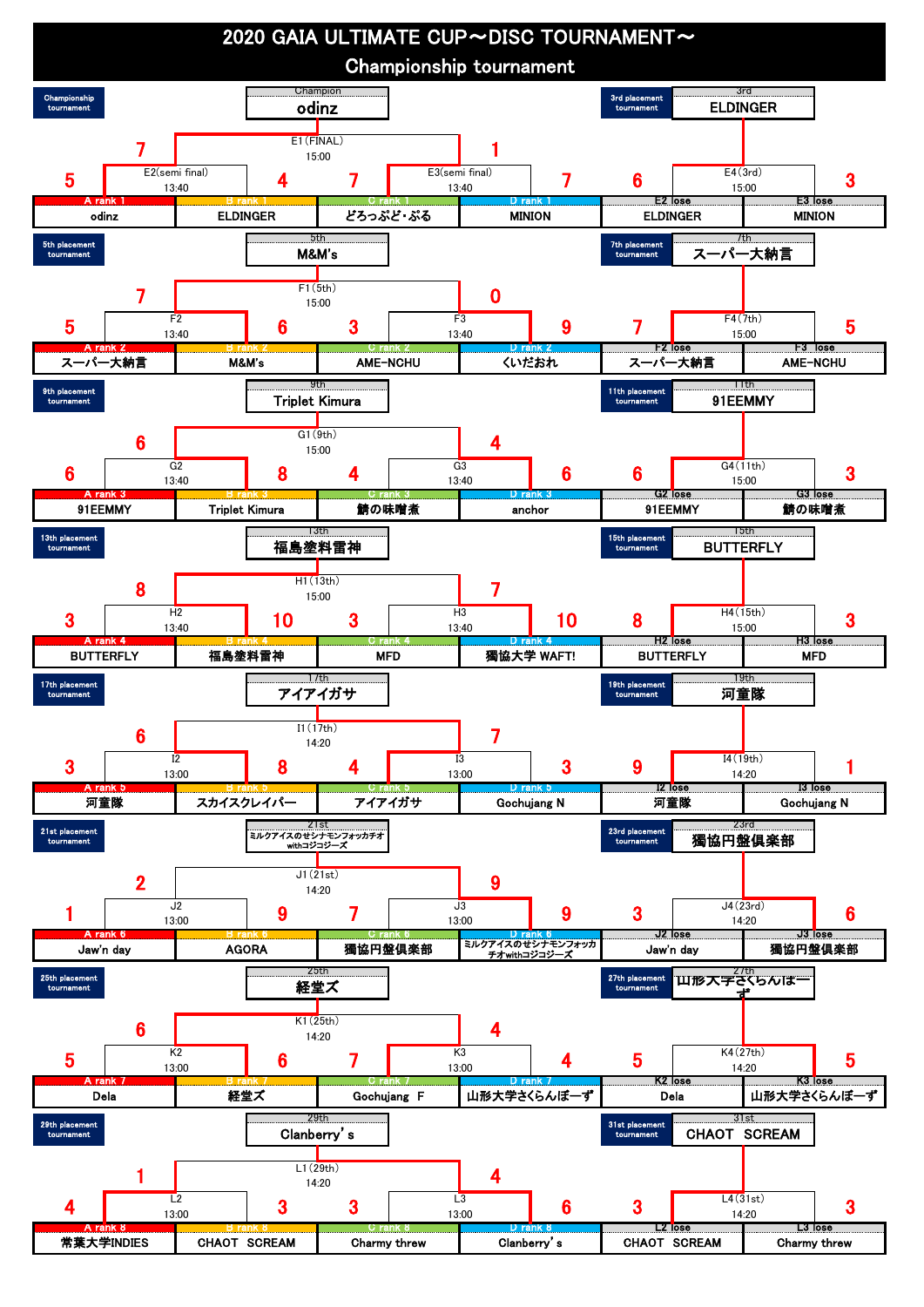# 2020 GAIA ULTIMATE CUP～DISC TOURNAMENT～

## Championship tournament

### Championship tournament

Champion: **odinz**

| Match | Time | Team | Score | Team | Score |
|---|---|---|---|---|---|
| E2(semi final) | 13:40 | A rank 1 odinz | 5 | B rank 1 ELDINGER | 4 |
| E3(semi final) | 13:40 | C rank 1 どろっぷど・ぷる | 7 | D rank 1 MINION | 7 |
| E1(FINAL) | 15:00 | E2 winner (odinz) | 7 | E3 winner | 1 |

### 3rd placement tournament

3rd: **ELDINGER**

| Match | Time | Team | Score | Team | Score |
|---|---|---|---|---|---|
| E4(3rd) | 15:00 | E2 lose ELDINGER | 6 | E3 lose MINION | 3 |

### 5th placement tournament

5th: **M&M's**

| Match | Time | Team | Score | Team | Score |
|---|---|---|---|---|---|
| F2 | 13:40 | A rank 2 スーパー大納言 | 5 | B rank 2 M&M's | 6 |
| F3 | 13:40 | C rank 2 AME-NCHU | 3 | D rank 2 くいだおれ | 9 |
| F1(5th) | 15:00 | F2 winner (M&M's) | 7 | F3 winner (くいだおれ) | 0 |

### 7th placement tournament

7th: **スーパー大納言**

| Match | Time | Team | Score | Team | Score |
|---|---|---|---|---|---|
| F4(7th) | 15:00 | F2 lose スーパー大納言 | 7 | F3 lose AME-NCHU | 5 |

### 9th placement tournament

9th: **Triplet Kimura**

| Match | Time | Team | Score | Team | Score |
|---|---|---|---|---|---|
| G2 | 13:40 | A rank 3 91EEMMY | 6 | B rank 3 Triplet Kimura | 8 |
| G3 | 13:40 | C rank 3 鯖の味噌煮 | 4 | D rank 3 anchor | 6 |
| G1(9th) | 15:00 | G2 winner (Triplet Kimura) | 6 | G3 winner (anchor) | 4 |

### 11th placement tournament

11th: **91EEMMY**

| Match | Time | Team | Score | Team | Score |
|---|---|---|---|---|---|
| G4(11th) | 15:00 | G2 lose 91EEMMY | 6 | G3 lose 鯖の味噌煮 | 3 |

### 13th placement tournament

13th: **福島塗料雷神**

| Match | Time | Team | Score | Team | Score |
|---|---|---|---|---|---|
| H2 | 13:40 | A rank 4 BUTTERFLY | 3 | B rank 4 福島塗料雷神 | 10 |
| H3 | 13:40 | C rank 4 MFD | 3 | D rank 4 獨協大学 WAFT! | 10 |
| H1(13th) | 15:00 | H2 winner (福島塗料雷神) | 8 | H3 winner (獨協大学 WAFT!) | 7 |

### 15th placement tournament

15th: **BUTTERFLY**

| Match | Time | Team | Score | Team | Score |
|---|---|---|---|---|---|
| H4(15th) | 15:00 | H2 lose BUTTERFLY | 8 | H3 lose MFD | 3 |

### 17th placement tournament

17th: **アイアイガサ**

| Match | Time | Team | Score | Team | Score |
|---|---|---|---|---|---|
| I2 | 13:00 | A rank 5 河童隊 | 3 | B rank 5 スカイスクレイパー | 8 |
| I3 | 13:00 | C rank 5 アイアイガサ | 4 | D rank 5 Gochujang N | 3 |
| I1(17th) | 14:20 | I2 winner (スカイスクレイパー) | 6 | I3 winner (アイアイガサ) | 7 |

### 19th placement tournament

19th: **河童隊**

| Match | Time | Team | Score | Team | Score |
|---|---|---|---|---|---|
| I4(19th) | 14:20 | I2 lose 河童隊 | 9 | I3 lose Gochujang N | 1 |

### 21st placement tournament

21st: **ミルクアイスのせシナモンフォッカチオwithコジコジーズ**

| Match | Time | Team | Score | Team | Score |
|---|---|---|---|---|---|
| J2 | 13:00 | A rank 6 Jaw'n day | 1 | B rank 6 AGORA | 9 |
| J3 | 13:00 | C rank 6 獨協円盤倶楽部 | 7 | D rank 6 ミルクアイスのせシナモンフォッカチオwithコジコジーズ | 9 |
| J1(21st) | 14:20 | J2 winner (AGORA) | 2 | J3 winner (ミルクアイスのせシナモンフォッカチオwithコジコジーズ) | 9 |

### 23rd placement tournament

23rd: **獨協円盤倶楽部**

| Match | Time | Team | Score | Team | Score |
|---|---|---|---|---|---|
| J4(23rd) | 14:20 | J2 lose Jaw'n day | 3 | J3 lose 獨協円盤倶楽部 | 6 |

### 25th placement tournament

25th: **経堂ズ**

| Match | Time | Team | Score | Team | Score |
|---|---|---|---|---|---|
| K2 | 13:00 | A rank 7 Dela | 5 | B rank 7 経堂ズ | 6 |
| K3 | 13:00 | C rank 7 Gochujang F | 7 | D rank 7 山形大学さくらんぼーず | 4 |
| K1(25th) | 14:20 | K2 winner (経堂ズ) | 6 | K3 winner (Gochujang F) | 4 |

### 27th placement tournament

27th: **山形大学さくらんぼーず**

| Match | Time | Team | Score | Team | Score |
|---|---|---|---|---|---|
| K4(27th) | 14:20 | K2 lose Dela | 5 | K3 lose 山形大学さくらんぼーず | 5 |

### 29th placement tournament

29th: **Clanberry's**

| Match | Time | Team | Score | Team | Score |
|---|---|---|---|---|---|
| L2 | 13:00 | A rank 8 常葉大学INDIES | 4 | B rank 8 CHAOT SCREAM | 3 |
| L3 | 13:00 | C rank 8 Charmy threw | 3 | D rank 8 Clanberry's | 6 |
| L1(29th) | 14:20 | L2 winner (常葉大学INDIES) | 1 | L3 winner (Clanberry's) | 4 |

### 31st placement tournament

31st: **CHAOT SCREAM**

| Match | Time | Team | Score | Team | Score |
|---|---|---|---|---|---|
| L4(31st) | 14:20 | L2 lose CHAOT SCREAM | 3 | L3 lose Charmy threw | 3 |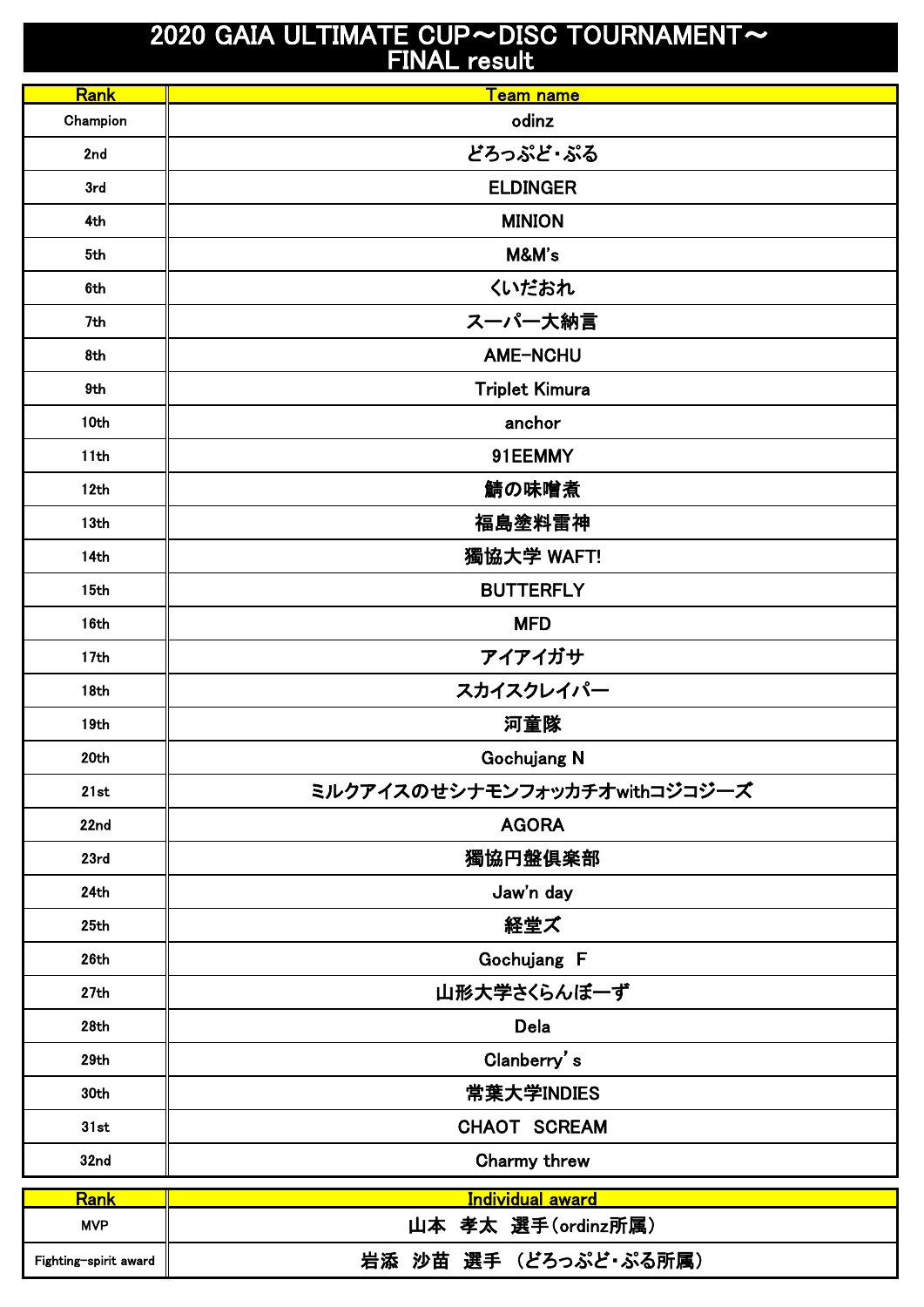# 2020 GAIA ULTIMATE CUP～DISC TOURNAMENT～ FINAL result

| Rank | Team name |
| --- | --- |
| Champion | odinz |
| 2nd | どろっぷど・ぷる |
| 3rd | ELDINGER |
| 4th | MINION |
| 5th | M&M’s |
| 6th | くいだおれ |
| 7th | スーパー大納言 |
| 8th | AME-NCHU |
| 9th | Triplet Kimura |
| 10th | anchor |
| 11th | 91EEMMY |
| 12th | 鯖の味噌煮 |
| 13th | 福島塗料雷神 |
| 14th | 獨協大学 WAFT! |
| 15th | BUTTERFLY |
| 16th | MFD |
| 17th | アイアイガサ |
| 18th | スカイスクレイパー |
| 19th | 河童隊 |
| 20th | Gochujang N |
| 21st | ミルクアイスのせシナモンフォッカチオwithコジコジーズ |
| 22nd | AGORA |
| 23rd | 獨協円盤倶楽部 |
| 24th | Jaw’n day |
| 25th | 経堂ズ |
| 26th | Gochujang F |
| 27th | 山形大学さくらんぼーず |
| 28th | Dela |
| 29th | Clanberry’s |
| 30th | 常葉大学INDIES |
| 31st | CHAOT SCREAM |
| 32nd | Charmy threw |

| Rank | Individual award |
| --- | --- |
| MVP | 山本　孝太　選手（ordinz所属） |
| Fighting-spirit award | 岩添　沙苗　選手　（どろっぷど・ぷる所属） |